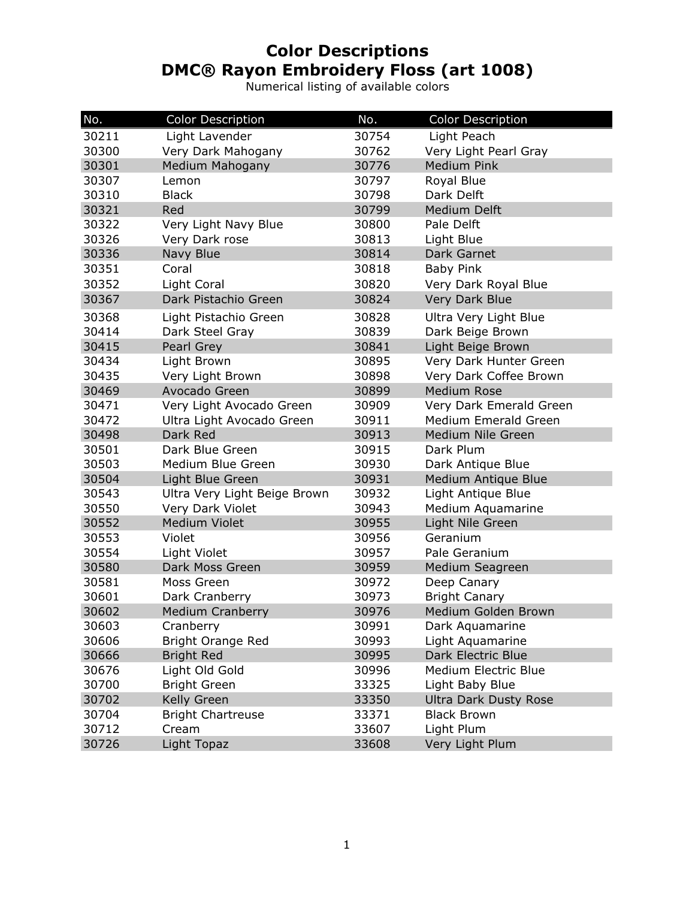# Color Descriptions
# DMC® Rayon Embroidery Floss (art 1008)

Numerical listing of available colors

| No. | Color Description | No. | Color Description |
|---|---|---|---|
| 30211 | Light Lavender | 30754 | Light Peach |
| 30300 | Very Dark Mahogany | 30762 | Very Light Pearl Gray |
| 30301 | Medium Mahogany | 30776 | Medium Pink |
| 30307 | Lemon | 30797 | Royal Blue |
| 30310 | Black | 30798 | Dark Delft |
| 30321 | Red | 30799 | Medium Delft |
| 30322 | Very Light Navy Blue | 30800 | Pale Delft |
| 30326 | Very Dark rose | 30813 | Light Blue |
| 30336 | Navy Blue | 30814 | Dark Garnet |
| 30351 | Coral | 30818 | Baby Pink |
| 30352 | Light Coral | 30820 | Very Dark Royal Blue |
| 30367 | Dark Pistachio Green | 30824 | Very Dark Blue |
| 30368 | Light Pistachio Green | 30828 | Ultra Very Light Blue |
| 30414 | Dark Steel Gray | 30839 | Dark Beige Brown |
| 30415 | Pearl Grey | 30841 | Light Beige Brown |
| 30434 | Light Brown | 30895 | Very Dark Hunter Green |
| 30435 | Very Light Brown | 30898 | Very Dark Coffee Brown |
| 30469 | Avocado Green | 30899 | Medium Rose |
| 30471 | Very Light Avocado Green | 30909 | Very Dark Emerald Green |
| 30472 | Ultra Light Avocado Green | 30911 | Medium Emerald Green |
| 30498 | Dark Red | 30913 | Medium Nile Green |
| 30501 | Dark Blue Green | 30915 | Dark Plum |
| 30503 | Medium Blue Green | 30930 | Dark Antique Blue |
| 30504 | Light Blue Green | 30931 | Medium Antique Blue |
| 30543 | Ultra Very Light Beige Brown | 30932 | Light Antique Blue |
| 30550 | Very Dark Violet | 30943 | Medium Aquamarine |
| 30552 | Medium Violet | 30955 | Light Nile Green |
| 30553 | Violet | 30956 | Geranium |
| 30554 | Light Violet | 30957 | Pale Geranium |
| 30580 | Dark Moss Green | 30959 | Medium Seagreen |
| 30581 | Moss Green | 30972 | Deep Canary |
| 30601 | Dark Cranberry | 30973 | Bright Canary |
| 30602 | Medium Cranberry | 30976 | Medium Golden Brown |
| 30603 | Cranberry | 30991 | Dark Aquamarine |
| 30606 | Bright Orange Red | 30993 | Light Aquamarine |
| 30666 | Bright Red | 30995 | Dark Electric Blue |
| 30676 | Light Old Gold | 30996 | Medium Electric Blue |
| 30700 | Bright Green | 33325 | Light Baby Blue |
| 30702 | Kelly Green | 33350 | Ultra Dark Dusty Rose |
| 30704 | Bright Chartreuse | 33371 | Black Brown |
| 30712 | Cream | 33607 | Light Plum |
| 30726 | Light Topaz | 33608 | Very Light Plum |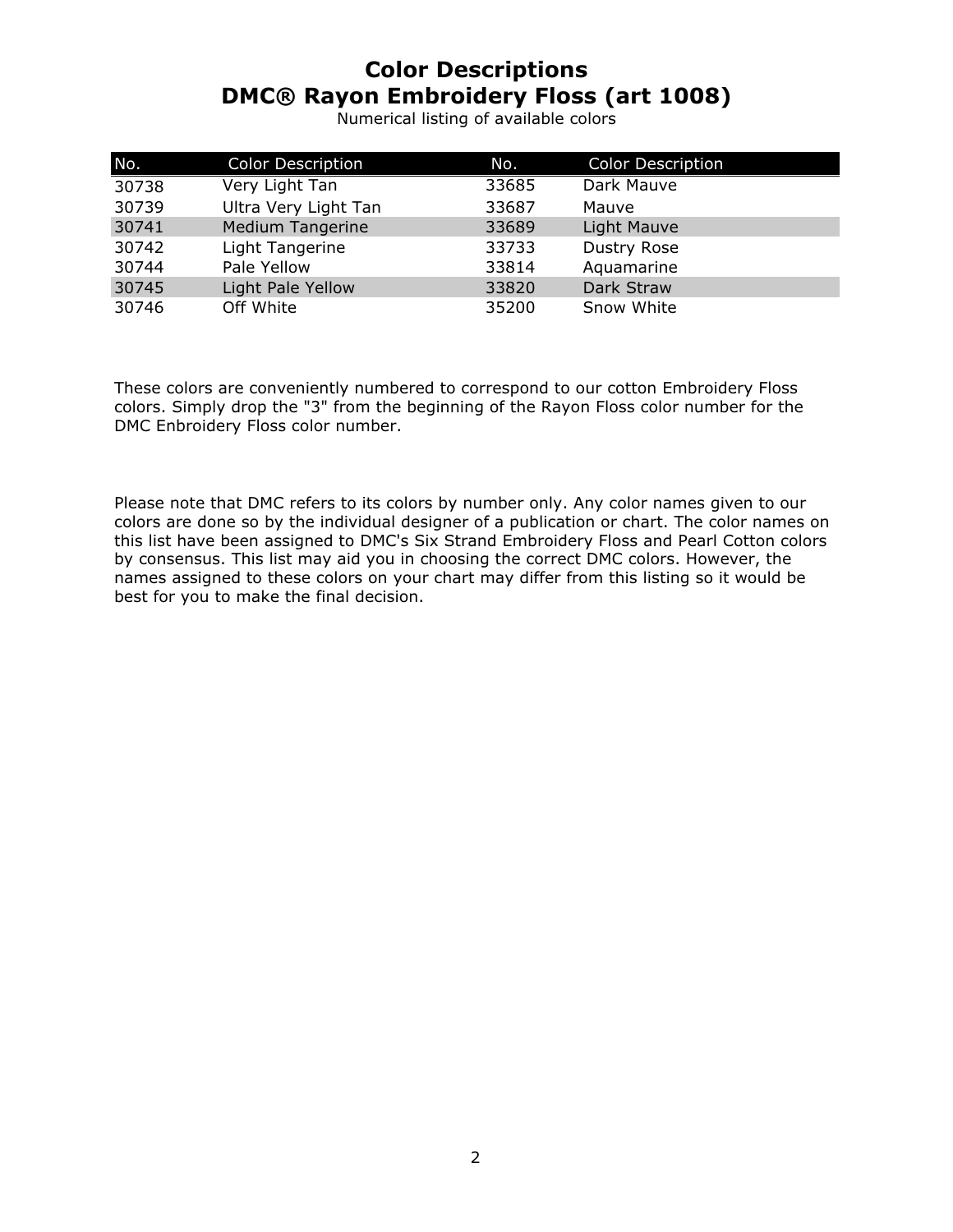# Color Descriptions
# DMC® Rayon Embroidery Floss (art 1008)

Numerical listing of available colors

| No. | Color Description | No. | Color Description |
| --- | --- | --- | --- |
| 30738 | Very Light Tan | 33685 | Dark Mauve |
| 30739 | Ultra Very Light Tan | 33687 | Mauve |
| 30741 | Medium Tangerine | 33689 | Light Mauve |
| 30742 | Light Tangerine | 33733 | Dustry Rose |
| 30744 | Pale Yellow | 33814 | Aquamarine |
| 30745 | Light Pale Yellow | 33820 | Dark Straw |
| 30746 | Off White | 35200 | Snow White |

These colors are conveniently numbered to correspond to our cotton Embroidery Floss colors. Simply drop the "3" from the beginning of the Rayon Floss color number for the DMC Enbroidery Floss color number.

Please note that DMC refers to its colors by number only. Any color names given to our colors are done so by the individual designer of a publication or chart. The color names on this list have been assigned to DMC's Six Strand Embroidery Floss and Pearl Cotton colors by consensus. This list may aid you in choosing the correct DMC colors. However, the names assigned to these colors on your chart may differ from this listing so it would be best for you to make the final decision.